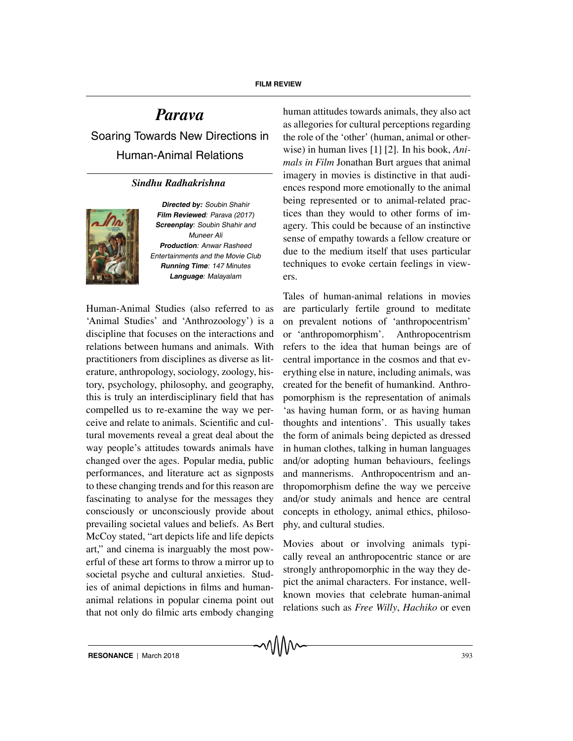FILM REVIEW

# *Parava*

## Soaring Towards New Directions in Human-Animal Relations

***Sindhu Radhakrishna***

***Directed by:*** *Soubin Shahir*
***Film Reviewed****: Parava (2017)*
***Screenplay****: Soubin Shahir and Muneer Ali*
***Production****: Anwar Rasheed Entertainments and the Movie Club*
***Running Time****: 147 Minutes*
***Language****: Malayalam*

Human-Animal Studies (also referred to as 'Animal Studies' and 'Anthrozoology') is a discipline that focuses on the interactions and relations between humans and animals. With practitioners from disciplines as diverse as literature, anthropology, sociology, zoology, history, psychology, philosophy, and geography, this is truly an interdisciplinary field that has compelled us to re-examine the way we perceive and relate to animals. Scientific and cultural movements reveal a great deal about the way people's attitudes towards animals have changed over the ages. Popular media, public performances, and literature act as signposts to these changing trends and for this reason are fascinating to analyse for the messages they consciously or unconsciously provide about prevailing societal values and beliefs. As Bert McCoy stated, "art depicts life and life depicts art," and cinema is inarguably the most powerful of these art forms to throw a mirror up to societal psyche and cultural anxieties. Studies of animal depictions in films and human-animal relations in popular cinema point out that not only do filmic arts embody changing human attitudes towards animals, they also act as allegories for cultural perceptions regarding the role of the 'other' (human, animal or otherwise) in human lives [1] [2]. In his book, *Animals in Film* Jonathan Burt argues that animal imagery in movies is distinctive in that audiences respond more emotionally to the animal being represented or to animal-related practices than they would to other forms of imagery. This could be because of an instinctive sense of empathy towards a fellow creature or due to the medium itself that uses particular techniques to evoke certain feelings in viewers.

Tales of human-animal relations in movies are particularly fertile ground to meditate on prevalent notions of 'anthropocentrism' or 'anthropomorphism'. Anthropocentrism refers to the idea that human beings are of central importance in the cosmos and that everything else in nature, including animals, was created for the benefit of humankind. Anthropomorphism is the representation of animals 'as having human form, or as having human thoughts and intentions'. This usually takes the form of animals being depicted as dressed in human clothes, talking in human languages and/or adopting human behaviours, feelings and mannerisms. Anthropocentrism and anthropomorphism define the way we perceive and/or study animals and hence are central concepts in ethology, animal ethics, philosophy, and cultural studies.

Movies about or involving animals typically reveal an anthropocentric stance or are strongly anthropomorphic in the way they depict the animal characters. For instance, well-known movies that celebrate human-animal relations such as *Free Willy*, *Hachiko* or even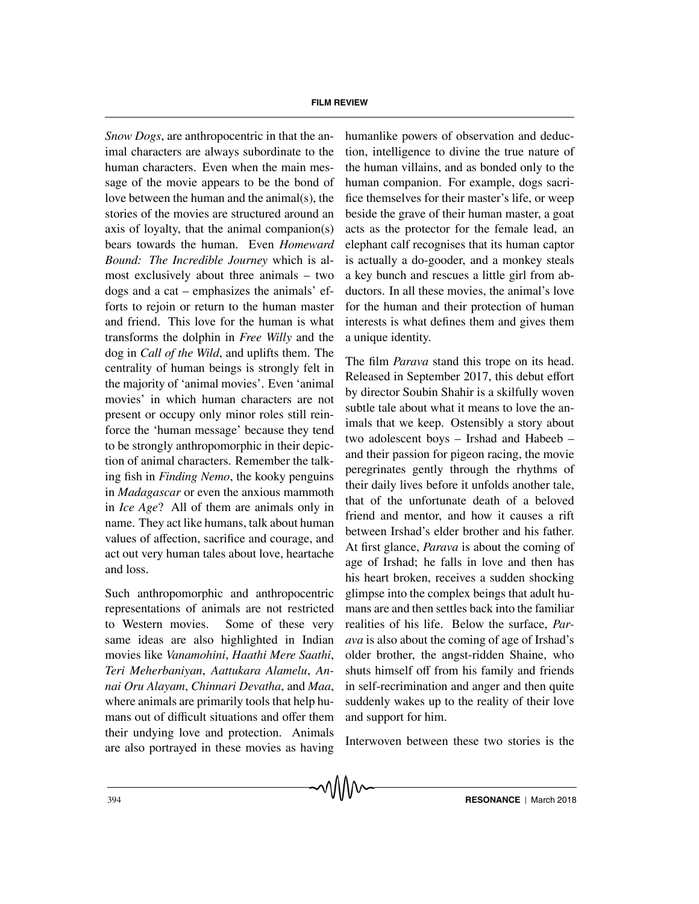*Snow Dogs*, are anthropocentric in that the animal characters are always subordinate to the human characters. Even when the main message of the movie appears to be the bond of love between the human and the animal(s), the stories of the movies are structured around an axis of loyalty, that the animal companion(s) bears towards the human. Even *Homeward Bound: The Incredible Journey* which is almost exclusively about three animals – two dogs and a cat – emphasizes the animals' efforts to rejoin or return to the human master and friend. This love for the human is what transforms the dolphin in *Free Willy* and the dog in *Call of the Wild*, and uplifts them. The centrality of human beings is strongly felt in the majority of 'animal movies'. Even 'animal movies' in which human characters are not present or occupy only minor roles still reinforce the 'human message' because they tend to be strongly anthropomorphic in their depiction of animal characters. Remember the talking fish in *Finding Nemo*, the kooky penguins in *Madagascar* or even the anxious mammoth in *Ice Age*? All of them are animals only in name. They act like humans, talk about human values of affection, sacrifice and courage, and act out very human tales about love, heartache and loss.

Such anthropomorphic and anthropocentric representations of animals are not restricted to Western movies. Some of these very same ideas are also highlighted in Indian movies like *Vanamohini*, *Haathi Mere Saathi*, *Teri Meherbaniyan*, *Aattukara Alamelu*, *Annai Oru Alayam*, *Chinnari Devatha*, and *Maa*, where animals are primarily tools that help humans out of difficult situations and offer them their undying love and protection. Animals are also portrayed in these movies as having humanlike powers of observation and deduction, intelligence to divine the true nature of the human villains, and as bonded only to the human companion. For example, dogs sacrifice themselves for their master's life, or weep beside the grave of their human master, a goat acts as the protector for the female lead, an elephant calf recognises that its human captor is actually a do-gooder, and a monkey steals a key bunch and rescues a little girl from abductors. In all these movies, the animal's love for the human and their protection of human interests is what defines them and gives them a unique identity.

The film *Parava* stand this trope on its head. Released in September 2017, this debut effort by director Soubin Shahir is a skilfully woven subtle tale about what it means to love the animals that we keep. Ostensibly a story about two adolescent boys – Irshad and Habeeb – and their passion for pigeon racing, the movie peregrinates gently through the rhythms of their daily lives before it unfolds another tale, that of the unfortunate death of a beloved friend and mentor, and how it causes a rift between Irshad's elder brother and his father. At first glance, *Parava* is about the coming of age of Irshad; he falls in love and then has his heart broken, receives a sudden shocking glimpse into the complex beings that adult humans are and then settles back into the familiar realities of his life. Below the surface, *Parava* is also about the coming of age of Irshad's older brother, the angst-ridden Shaine, who shuts himself off from his family and friends in self-recrimination and anger and then quite suddenly wakes up to the reality of their love and support for him.

Interwoven between these two stories is the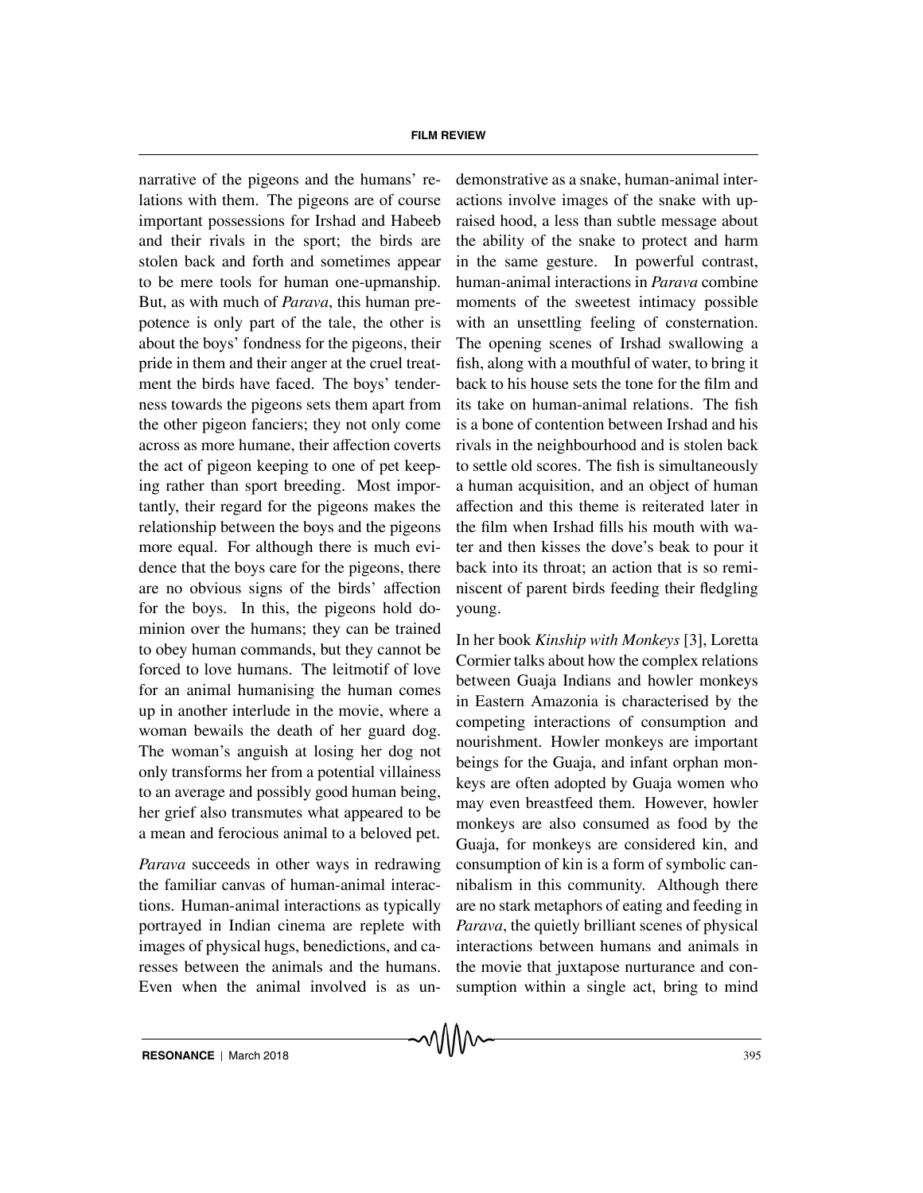narrative of the pigeons and the humans' relations with them. The pigeons are of course important possessions for Irshad and Habeeb and their rivals in the sport; the birds are stolen back and forth and sometimes appear to be mere tools for human one-upmanship. But, as with much of *Parava*, this human prepotence is only part of the tale, the other is about the boys' fondness for the pigeons, their pride in them and their anger at the cruel treatment the birds have faced. The boys' tenderness towards the pigeons sets them apart from the other pigeon fanciers; they not only come across as more humane, their affection coverts the act of pigeon keeping to one of pet keeping rather than sport breeding. Most importantly, their regard for the pigeons makes the relationship between the boys and the pigeons more equal. For although there is much evidence that the boys care for the pigeons, there are no obvious signs of the birds' affection for the boys. In this, the pigeons hold dominion over the humans; they can be trained to obey human commands, but they cannot be forced to love humans. The leitmotif of love for an animal humanising the human comes up in another interlude in the movie, where a woman bewails the death of her guard dog. The woman's anguish at losing her dog not only transforms her from a potential villainess to an average and possibly good human being, her grief also transmutes what appeared to be a mean and ferocious animal to a beloved pet.

*Parava* succeeds in other ways in redrawing the familiar canvas of human-animal interactions. Human-animal interactions as typically portrayed in Indian cinema are replete with images of physical hugs, benedictions, and caresses between the animals and the humans. Even when the animal involved is as undemonstrative as a snake, human-animal interactions involve images of the snake with upraised hood, a less than subtle message about the ability of the snake to protect and harm in the same gesture. In powerful contrast, human-animal interactions in *Parava* combine moments of the sweetest intimacy possible with an unsettling feeling of consternation. The opening scenes of Irshad swallowing a fish, along with a mouthful of water, to bring it back to his house sets the tone for the film and its take on human-animal relations. The fish is a bone of contention between Irshad and his rivals in the neighbourhood and is stolen back to settle old scores. The fish is simultaneously a human acquisition, and an object of human affection and this theme is reiterated later in the film when Irshad fills his mouth with water and then kisses the dove's beak to pour it back into its throat; an action that is so reminiscent of parent birds feeding their fledgling young.

In her book *Kinship with Monkeys* [3], Loretta Cormier talks about how the complex relations between Guaja Indians and howler monkeys in Eastern Amazonia is characterised by the competing interactions of consumption and nourishment. Howler monkeys are important beings for the Guaja, and infant orphan monkeys are often adopted by Guaja women who may even breastfeed them. However, howler monkeys are also consumed as food by the Guaja, for monkeys are considered kin, and consumption of kin is a form of symbolic cannibalism in this community. Although there are no stark metaphors of eating and feeding in *Parava*, the quietly brilliant scenes of physical interactions between humans and animals in the movie that juxtapose nurturance and consumption within a single act, bring to mind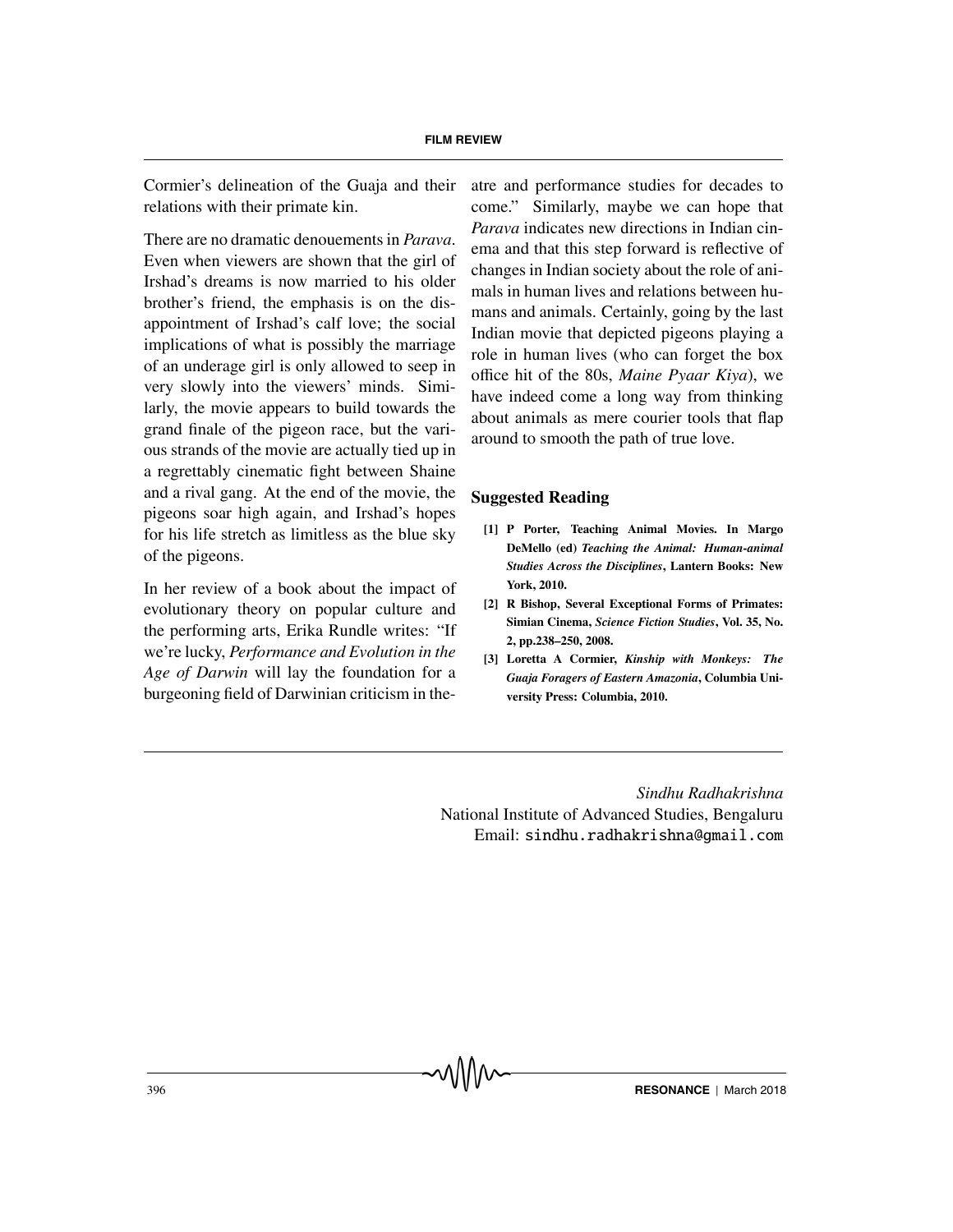Cormier's delineation of the Guaja and their relations with their primate kin.

There are no dramatic denouements in *Parava*. Even when viewers are shown that the girl of Irshad's dreams is now married to his older brother's friend, the emphasis is on the disappointment of Irshad's calf love; the social implications of what is possibly the marriage of an underage girl is only allowed to seep in very slowly into the viewers' minds. Similarly, the movie appears to build towards the grand finale of the pigeon race, but the various strands of the movie are actually tied up in a regrettably cinematic fight between Shaine and a rival gang. At the end of the movie, the pigeons soar high again, and Irshad's hopes for his life stretch as limitless as the blue sky of the pigeons.

In her review of a book about the impact of evolutionary theory on popular culture and the performing arts, Erika Rundle writes: "If we're lucky, *Performance and Evolution in the Age of Darwin* will lay the foundation for a burgeoning field of Darwinian criticism in theatre and performance studies for decades to come." Similarly, maybe we can hope that *Parava* indicates new directions in Indian cinema and that this step forward is reflective of changes in Indian society about the role of animals in human lives and relations between humans and animals. Certainly, going by the last Indian movie that depicted pigeons playing a role in human lives (who can forget the box office hit of the 80s, *Maine Pyaar Kiya*), we have indeed come a long way from thinking about animals as mere courier tools that flap around to smooth the path of true love.

## Suggested Reading

**[1] P Porter, Teaching Animal Movies. In Margo DeMello (ed) *Teaching the Animal: Human-animal Studies Across the Disciplines*, Lantern Books: New York, 2010.**

**[2] R Bishop, Several Exceptional Forms of Primates: Simian Cinema, *Science Fiction Studies*, Vol. 35, No. 2, pp.238–250, 2008.**

**[3] Loretta A Cormier, *Kinship with Monkeys: The Guaja Foragers of Eastern Amazonia*, Columbia University Press: Columbia, 2010.**

*Sindhu Radhakrishna*
National Institute of Advanced Studies, Bengaluru
Email: sindhu.radhakrishna@gmail.com